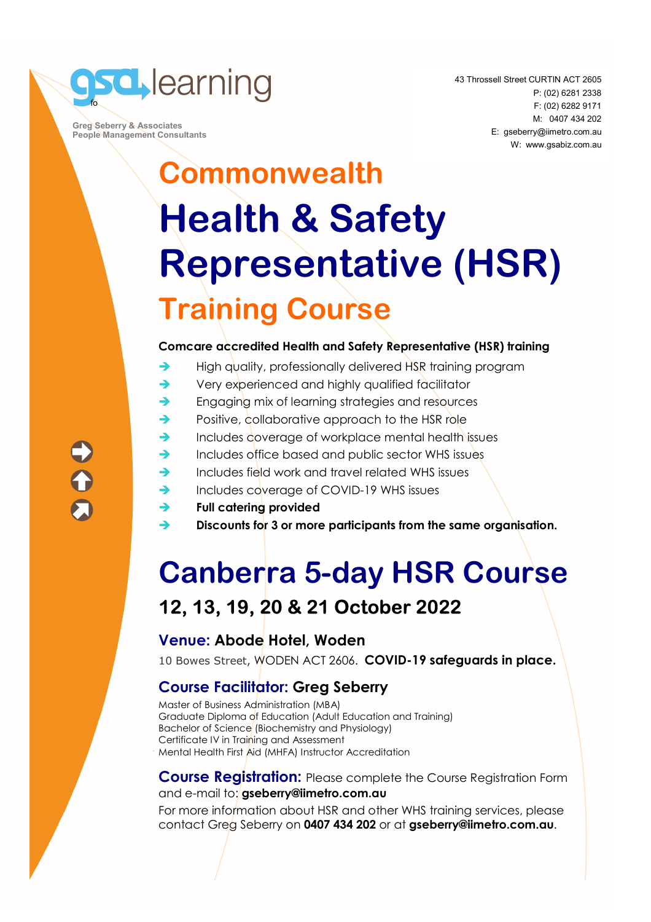gsa learning

Greg Seberry & Associates
People Management Consultants

43 Throssell Street CURTIN ACT 2605
P: (02) 6281 2338
F: (02) 6282 9171
M: 0407 434 202
E: gseberry@iimetro.com.au
W: www.gsabiz.com.au

# Commonwealth
# Health & Safety Representative (HSR)
# Training Course

**Comcare accredited Health and Safety Representative (HSR) training**

- High quality, professionally delivered HSR training program
- Very experienced and highly qualified facilitator
- Engaging mix of learning strategies and resources
- Positive, collaborative approach to the HSR role
- Includes coverage of workplace mental health issues
- Includes office based and public sector WHS issues
- Includes field work and travel related WHS issues
- Includes coverage of COVID-19 WHS issues
- **Full catering provided**
- **Discounts for 3 or more participants from the same organisation.**

# Canberra 5-day HSR Course

## 12, 13, 19, 20 & 21 October 2022

### Venue: Abode Hotel, Woden

10 Bowes Street, WODEN ACT 2606. **COVID-19 safeguards in place.**

### Course Facilitator: Greg Seberry

Master of Business Administration (MBA)
Graduate Diploma of Education (Adult Education and Training)
Bachelor of Science (Biochemistry and Physiology)
Certificate IV in Training and Assessment
Mental Health First Aid (MHFA) Instructor Accreditation

**Course Registration:** Please complete the Course Registration Form and e-mail to: **gseberry@iimetro.com.au**

For more information about HSR and other WHS training services, please contact Greg Seberry on **0407 434 202** or at **gseberry@iimetro.com.au**.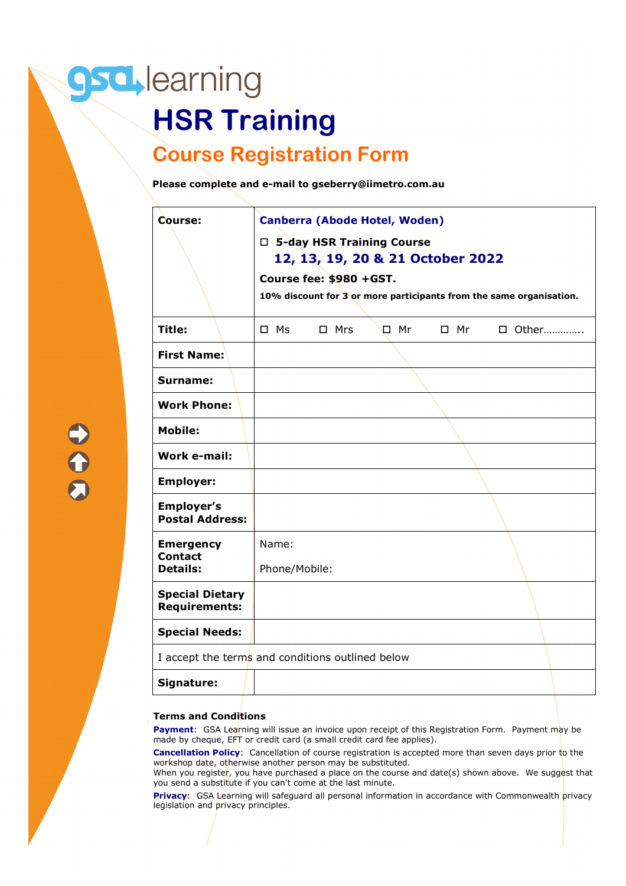gsa learning

# HSR Training

## Course Registration Form

**Please complete and e-mail to gseberry@iimetro.com.au**

| | |
|---|---|
| **Course:** | **Canberra (Abode Hotel, Woden)**<br>☐ **5-day HSR Training Course**<br>**12, 13, 19, 20 & 21 October 2022**<br>**Course fee: $980 +GST.**<br>**10% discount for 3 or more participants from the same organisation.** |
| **Title:** | ☐ Ms ☐ Mrs ☐ Mr ☐ Mr ☐ Other…………. |
| **First Name:** | |
| **Surname:** | |
| **Work Phone:** | |
| **Mobile:** | |
| **Work e-mail:** | |
| **Employer:** | |
| **Employer's Postal Address:** | |
| **Emergency Contact Details:** | Name:<br>Phone/Mobile: |
| **Special Dietary Requirements:** | |
| **Special Needs:** | |
| I accept the terms and conditions outlined below | |
| **Signature:** | |

**Terms and Conditions**

**Payment**: GSA Learning will issue an invoice upon receipt of this Registration Form. Payment may be made by cheque, EFT or credit card (a small credit card fee applies).

**Cancellation Policy**: Cancellation of course registration is accepted more than seven days prior to the workshop date, otherwise another person may be substituted.
When you register, you have purchased a place on the course and date(s) shown above. We suggest that you send a substitute if you can't come at the last minute.

**Privacy**: GSA Learning will safeguard all personal information in accordance with Commonwealth privacy legislation and privacy principles.